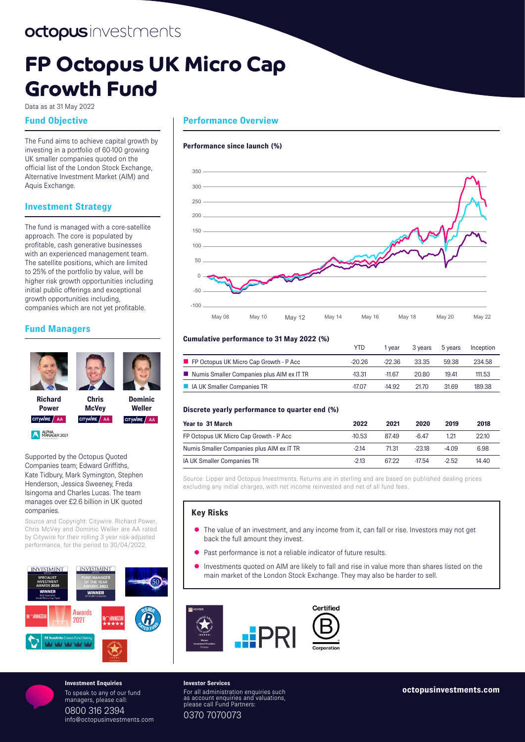octopus investments

# FP Octopus UK Micro Cap Growth Fund

Data as at 31 May 2022

## Fund Objective

The Fund aims to achieve capital growth by investing in a portfolio of 60-100 growing UK smaller companies quoted on the official list of the London Stock Exchange, Alternative Investment Market (AIM) and Aquis Exchange.

## Investment Strategy

The fund is managed with a core-satellite approach. The core is populated by profitable, cash generative businesses with an experienced management team. The satellite positions, which are limited to 25% of the portfolio by value, will be higher risk growth opportunities including initial public offerings and exceptional growth opportunities including, companies which are not yet profitable.

## Fund Managers

**Richard Power** — CITYWIRE AA

**Chris McVey** — CITYWIRE AA

**Dominic Weller** — CITYWIRE AA

ALPHA MANAGER 2021

Supported by the Octopus Quoted Companies team; Edward Griffiths, Kate Tidbury, Mark Symington, Stephen Henderson, Jessica Sweeney, Freda Isingoma and Charles Lucas. The team manages over £2.6 billion in UK quoted companies.

Source and Copyright: Citywire. Richard Power, Chris McVey and Dominic Weller are AA rated by Citywire for their rolling 3 year risk-adjusted performance, for the period to 30/04/2022.

## Performance Overview

### Performance since launch (%)

### Cumulative performance to 31 May 2022 (%)

| | YTD | 1 year | 3 years | 5 years | Inception |
|---|---|---|---|---|---|
| FP Octopus UK Micro Cap Growth - P Acc | -20.26 | -22.36 | 33.35 | 59.38 | 234.58 |
| Numis Smaller Companies plus AIM ex IT TR | -13.31 | -11.67 | 20.80 | 19.41 | 111.53 |
| IA UK Smaller Companies TR | -17.07 | -14.92 | 21.70 | 31.69 | 189.38 |

### Discrete yearly performance to quarter end (%)

| Year to 31 March | 2022 | 2021 | 2020 | 2019 | 2018 |
|---|---|---|---|---|---|
| FP Octopus UK Micro Cap Growth - P Acc | -10.53 | 87.49 | -6.47 | 1.21 | 22.10 |
| Numis Smaller Companies plus AIM ex IT TR | -2.14 | 71.31 | -23.18 | -4.09 | 6.98 |
| IA UK Smaller Companies TR | -2.13 | 67.22 | -17.54 | -2.52 | 14.40 |

Source: Lipper and Octopus Investments. Returns are in sterling and are based on published dealing prices excluding any initial charges, with net income reinvested and net of all fund fees.

## Key Risks

- The value of an investment, and any income from it, can fall or rise. Investors may not get back the full amount they invest.
- Past performance is not a reliable indicator of future results.
- Investments quoted on AIM are likely to fall and rise in value more than shares listed on the main market of the London Stock Exchange. They may also be harder to sell.

**Investment Enquiries**

To speak to any of our fund managers, please call:

0800 316 2394

info@octopusinvestments.com

**Investor Services**

For all administration enquiries such as account enquiries and valuations, please call Fund Partners:

0370 7070073

**octopusinvestments.com**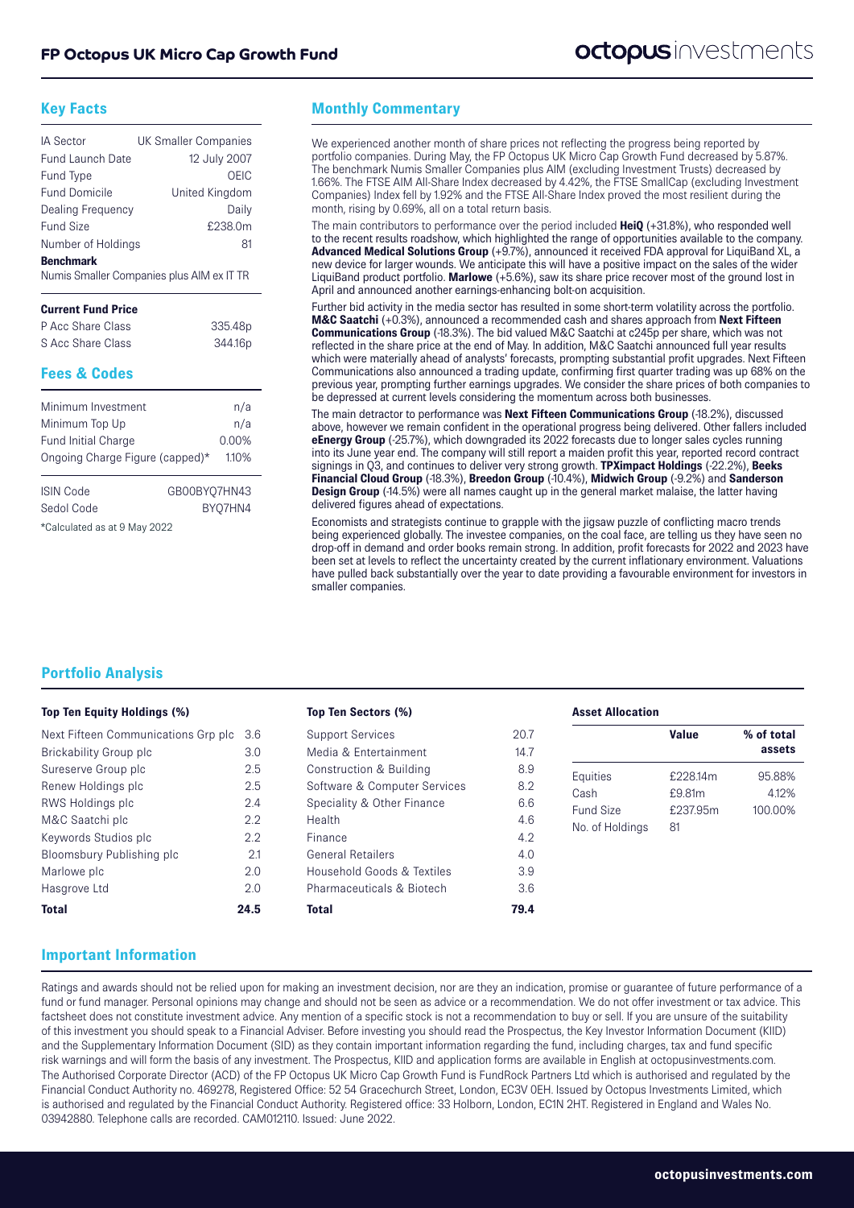# FP Octopus UK Micro Cap Growth Fund

## Key Facts

| | |
|---|---|
| IA Sector | UK Smaller Companies |
| Fund Launch Date | 12 July 2007 |
| Fund Type | OEIC |
| Fund Domicile | United Kingdom |
| Dealing Frequency | Daily |
| Fund Size | £238.0m |
| Number of Holdings | 81 |

**Benchmark**

Numis Smaller Companies plus AIM ex IT TR

### Current Fund Price

| | |
|---|---|
| P Acc Share Class | 335.48p |
| S Acc Share Class | 344.16p |

## Fees & Codes

| | |
|---|---|
| Minimum Investment | n/a |
| Minimum Top Up | n/a |
| Fund Initial Charge | 0.00% |
| Ongoing Charge Figure (capped)* | 1.10% |
| ISIN Code | GB00BYQ7HN43 |
| Sedol Code | BYQ7HN4 |

*Calculated as at 9 May 2022

## Monthly Commentary

We experienced another month of share prices not reflecting the progress being reported by portfolio companies. During May, the FP Octopus UK Micro Cap Growth Fund decreased by 5.87%. The benchmark Numis Smaller Companies plus AIM (excluding Investment Trusts) decreased by 1.66%. The FTSE AIM All-Share Index decreased by 4.42%, the FTSE SmallCap (excluding Investment Companies) Index fell by 1.92% and the FTSE All-Share Index proved the most resilient during the month, rising by 0.69%, all on a total return basis.

The main contributors to performance over the period included **HeiQ** (+31.8%), who responded well to the recent results roadshow, which highlighted the range of opportunities available to the company. **Advanced Medical Solutions Group** (+9.7%), announced it received FDA approval for LiquiBand XL, a new device for larger wounds. We anticipate this will have a positive impact on the sales of the wider LiquiBand product portfolio. **Marlowe** (+5.6%), saw its share price recover most of the ground lost in April and announced another earnings-enhancing bolt-on acquisition.

Further bid activity in the media sector has resulted in some short-term volatility across the portfolio. **M&C Saatchi** (+0.3%), announced a recommended cash and shares approach from **Next Fifteen Communications Group** (-18.3%). The bid valued M&C Saatchi at c245p per share, which was not reflected in the share price at the end of May. In addition, M&C Saatchi announced full year results which were materially ahead of analysts' forecasts, prompting substantial profit upgrades. Next Fifteen Communications also announced a trading update, confirming first quarter trading was up 68% on the previous year, prompting further earnings upgrades. We consider the share prices of both companies to be depressed at current levels considering the momentum across both businesses.

The main detractor to performance was **Next Fifteen Communications Group** (-18.2%), discussed above, however we remain confident in the operational progress being delivered. Other fallers included **eEnergy Group** (-25.7%), which downgraded its 2022 forecasts due to longer sales cycles running into its June year end. The company will still report a maiden profit this year, reported record contract signings in Q3, and continues to deliver very strong growth. **TPXimpact Holdings** (-22.2%), **Beeks Financial Cloud Group** (-18.3%), **Breedon Group** (-10.4%), **Midwich Group** (-9.2%) and **Sanderson Design Group** (-14.5%) were all names caught up in the general market malaise, the latter having delivered figures ahead of expectations.

Economists and strategists continue to grapple with the jigsaw puzzle of conflicting macro trends being experienced globally. The investee companies, on the coal face, are telling us they have seen no drop-off in demand and order books remain strong. In addition, profit forecasts for 2022 and 2023 have been set at levels to reflect the uncertainty created by the current inflationary environment. Valuations have pulled back substantially over the year to date providing a favourable environment for investors in smaller companies.

## Portfolio Analysis

### Top Ten Equity Holdings (%)

| | |
|---|---|
| Next Fifteen Communications Grp plc | 3.6 |
| Brickability Group plc | 3.0 |
| Sureserve Group plc | 2.5 |
| Renew Holdings plc | 2.5 |
| RWS Holdings plc | 2.4 |
| M&C Saatchi plc | 2.2 |
| Keywords Studios plc | 2.2 |
| Bloomsbury Publishing plc | 2.1 |
| Marlowe plc | 2.0 |
| Hasgrove Ltd | 2.0 |
| **Total** | **24.5** |

### Top Ten Sectors (%)

| | |
|---|---|
| Support Services | 20.7 |
| Media & Entertainment | 14.7 |
| Construction & Building | 8.9 |
| Software & Computer Services | 8.2 |
| Speciality & Other Finance | 6.6 |
| Health | 4.6 |
| Finance | 4.2 |
| General Retailers | 4.0 |
| Household Goods & Textiles | 3.9 |
| Pharmaceuticals & Biotech | 3.6 |
| **Total** | **79.4** |

### Asset Allocation

| | Value | % of total assets |
|---|---|---|
| Equities | £228.14m | 95.88% |
| Cash | £9.81m | 4.12% |
| Fund Size | £237.95m | 100.00% |
| No. of Holdings | 81 | |

## Important Information

Ratings and awards should not be relied upon for making an investment decision, nor are they an indication, promise or guarantee of future performance of a fund or fund manager. Personal opinions may change and should not be seen as advice or a recommendation. We do not offer investment or tax advice. This factsheet does not constitute investment advice. Any mention of a specific stock is not a recommendation to buy or sell. If you are unsure of the suitability of this investment you should speak to a Financial Adviser. Before investing you should read the Prospectus, the Key Investor Information Document (KIID) and the Supplementary Information Document (SID) as they contain important information regarding the fund, including charges, tax and fund specific risk warnings and will form the basis of any investment. The Prospectus, KIID and application forms are available in English at octopusinvestments.com. The Authorised Corporate Director (ACD) of the FP Octopus UK Micro Cap Growth Fund is FundRock Partners Ltd which is authorised and regulated by the Financial Conduct Authority no. 469278, Registered Office: 52 54 Gracechurch Street, London, EC3V 0EH. Issued by Octopus Investments Limited, which is authorised and regulated by the Financial Conduct Authority. Registered office: 33 Holborn, London, EC1N 2HT. Registered in England and Wales No. 03942880. Telephone calls are recorded. CAM012110. Issued: June 2022.

octopusinvestments.com